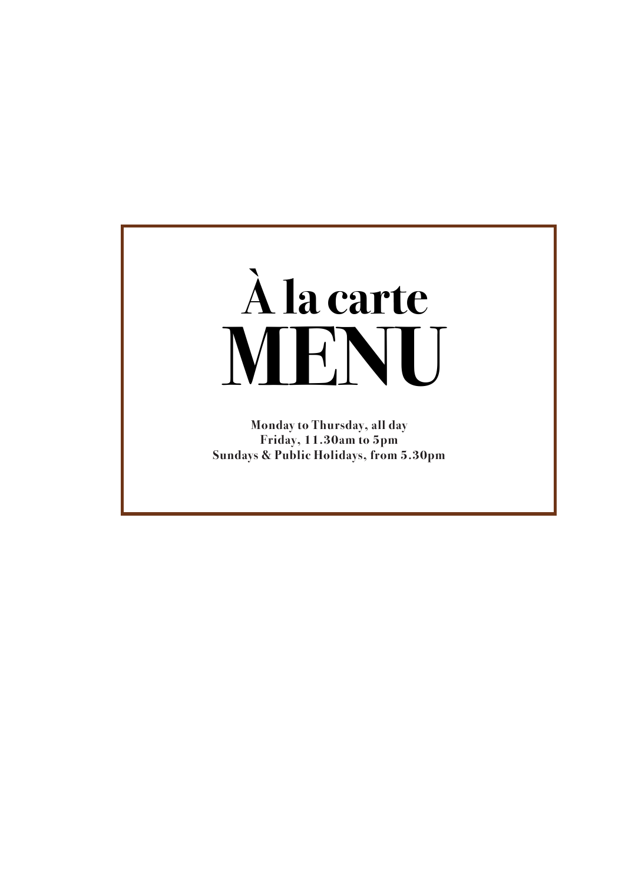# À la carte
# MENU

**Monday to Thursday, all day**
**Friday, 11.30am to 5pm**
**Sundays & Public Holidays, from 5.30pm**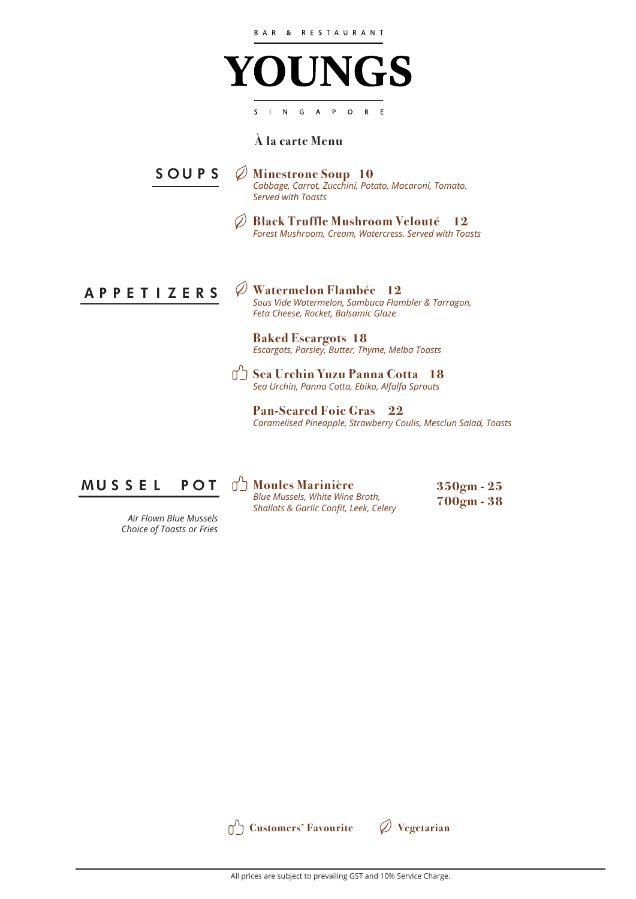BAR & RESTAURANT

# YOUNGS

SINGAPORE

## À la carte Menu

### SOUPS

**Minestrone Soup 10** (Vegetarian)
*Cabbage, Carrot, Zucchini, Potato, Macaroni, Tomato. Served with Toasts*

**Black Truffle Mushroom Velouté 12** (Vegetarian)
*Forest Mushroom, Cream, Watercress. Served with Toasts*

### APPETIZERS

**Watermelon Flambée 12** (Vegetarian)
*Sous Vide Watermelon, Sambuca Flambler & Tarragon, Feta Cheese, Rocket, Balsamic Glaze*

**Baked Escargots 18**
*Escargots, Parsley, Butter, Thyme, Melba Toasts*

**Sea Urchin Yuzu Panna Cotta 18** (Customers' Favourite)
*Sea Urchin, Panna Cotta, Ebiko, Alfalfa Sprouts*

**Pan-Seared Foie Gras 22**
*Caramelised Pineapple, Strawberry Coulis, Mesclun Salad, Toasts*

### MUSSEL POT

*Air Flown Blue Mussels*
*Choice of Toasts or Fries*

**Moules Marinière** (Customers' Favourite)
*Blue Mussels, White Wine Broth, Shallots & Garlic Confit, Leek, Celery*

**350gm - 25**
**700gm - 38**

Customers' Favourite | Vegetarian

All prices are subject to prevailing GST and 10% Service Charge.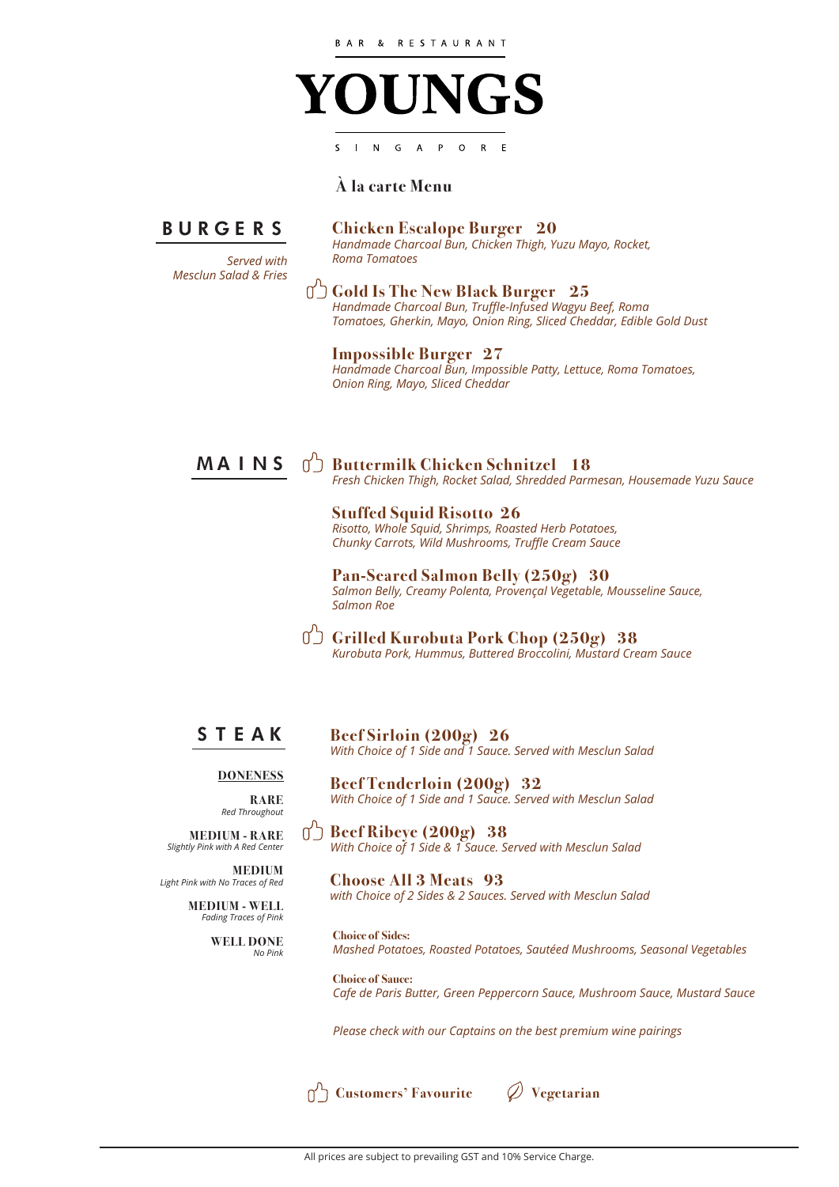BAR & RESTAURANT

# YOUNGS

SINGAPORE

## À la carte Menu

## BURGERS

*Served with Mesclun Salad & Fries*

### Chicken Escalope Burger 20
*Handmade Charcoal Bun, Chicken Thigh, Yuzu Mayo, Rocket, Roma Tomatoes*

### 👍 Gold Is The New Black Burger 25
*Handmade Charcoal Bun, Truffle-Infused Wagyu Beef, Roma Tomatoes, Gherkin, Mayo, Onion Ring, Sliced Cheddar, Edible Gold Dust*

### Impossible Burger 27
*Handmade Charcoal Bun, Impossible Patty, Lettuce, Roma Tomatoes, Onion Ring, Mayo, Sliced Cheddar*

## MAINS

### 👍 Buttermilk Chicken Schnitzel 18
*Fresh Chicken Thigh, Rocket Salad, Shredded Parmesan, Housemade Yuzu Sauce*

### Stuffed Squid Risotto 26
*Risotto, Whole Squid, Shrimps, Roasted Herb Potatoes, Chunky Carrots, Wild Mushrooms, Truffle Cream Sauce*

### Pan-Seared Salmon Belly (250g) 30
*Salmon Belly, Creamy Polenta, Provençal Vegetable, Mousseline Sauce, Salmon Roe*

### 👍 Grilled Kurobuta Pork Chop (250g) 38
*Kurobuta Pork, Hummus, Buttered Broccolini, Mustard Cream Sauce*

## STEAK

**DONENESS**

**RARE**
*Red Throughout*

**MEDIUM - RARE**
*Slightly Pink with A Red Center*

**MEDIUM**
*Light Pink with No Traces of Red*

**MEDIUM - WELL**
*Fading Traces of Pink*

**WELL DONE**
*No Pink*

### Beef Sirloin (200g) 26
*With Choice of 1 Side and 1 Sauce. Served with Mesclun Salad*

### Beef Tenderloin (200g) 32
*With Choice of 1 Side and 1 Sauce. Served with Mesclun Salad*

### 👍 Beef Ribeye (200g) 38
*With Choice of 1 Side & 1 Sauce. Served with Mesclun Salad*

### Choose All 3 Meats 93
*with Choice of 2 Sides & 2 Sauces. Served with Mesclun Salad*

**Choice of Sides:**
*Mashed Potatoes, Roasted Potatoes, Sautéed Mushrooms, Seasonal Vegetables*

**Choice of Sauce:**
*Cafe de Paris Butter, Green Peppercorn Sauce, Mushroom Sauce, Mustard Sauce*

*Please check with our Captains on the best premium wine pairings*

👍 **Customers' Favourite** **Vegetarian**

All prices are subject to prevailing GST and 10% Service Charge.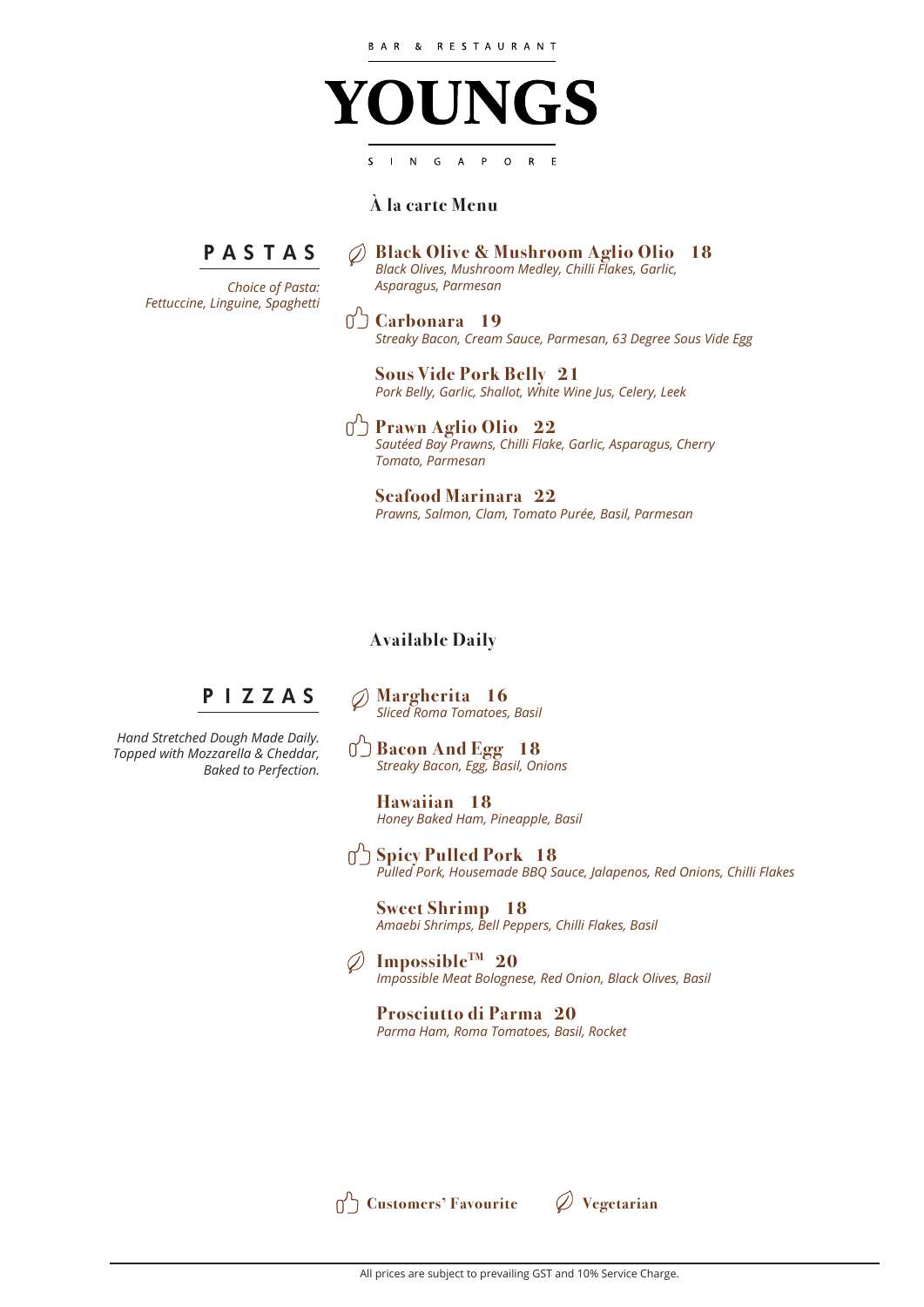BAR & RESTAURANT

# YOUNGS

SINGAPORE

## À la carte Menu

### PASTAS

*Choice of Pasta: Fettuccine, Linguine, Spaghetti*

**Black Olive & Mushroom Aglio Olio 18** (Vegetarian)
*Black Olives, Mushroom Medley, Chilli Flakes, Garlic, Asparagus, Parmesan*

**Carbonara 19** (Customers' Favourite)
*Streaky Bacon, Cream Sauce, Parmesan, 63 Degree Sous Vide Egg*

**Sous Vide Pork Belly 21**
*Pork Belly, Garlic, Shallot, White Wine Jus, Celery, Leek*

**Prawn Aglio Olio 22** (Customers' Favourite)
*Sautéed Bay Prawns, Chilli Flake, Garlic, Asparagus, Cherry Tomato, Parmesan*

**Seafood Marinara 22**
*Prawns, Salmon, Clam, Tomato Purée, Basil, Parmesan*

## Available Daily

### PIZZAS

*Hand Stretched Dough Made Daily. Topped with Mozzarella & Cheddar, Baked to Perfection.*

**Margherita 16** (Vegetarian)
*Sliced Roma Tomatoes, Basil*

**Bacon And Egg 18** (Customers' Favourite)
*Streaky Bacon, Egg, Basil, Onions*

**Hawaiian 18**
*Honey Baked Ham, Pineapple, Basil*

**Spicy Pulled Pork 18** (Customers' Favourite)
*Pulled Pork, Housemade BBQ Sauce, Jalapenos, Red Onions, Chilli Flakes*

**Sweet Shrimp 18**
*Amaebi Shrimps, Bell Peppers, Chilli Flakes, Basil*

**Impossible™ 20** (Vegetarian)
*Impossible Meat Bolognese, Red Onion, Black Olives, Basil*

**Prosciutto di Parma 20**
*Parma Ham, Roma Tomatoes, Basil, Rocket*

**Customers' Favourite** **Vegetarian**

All prices are subject to prevailing GST and 10% Service Charge.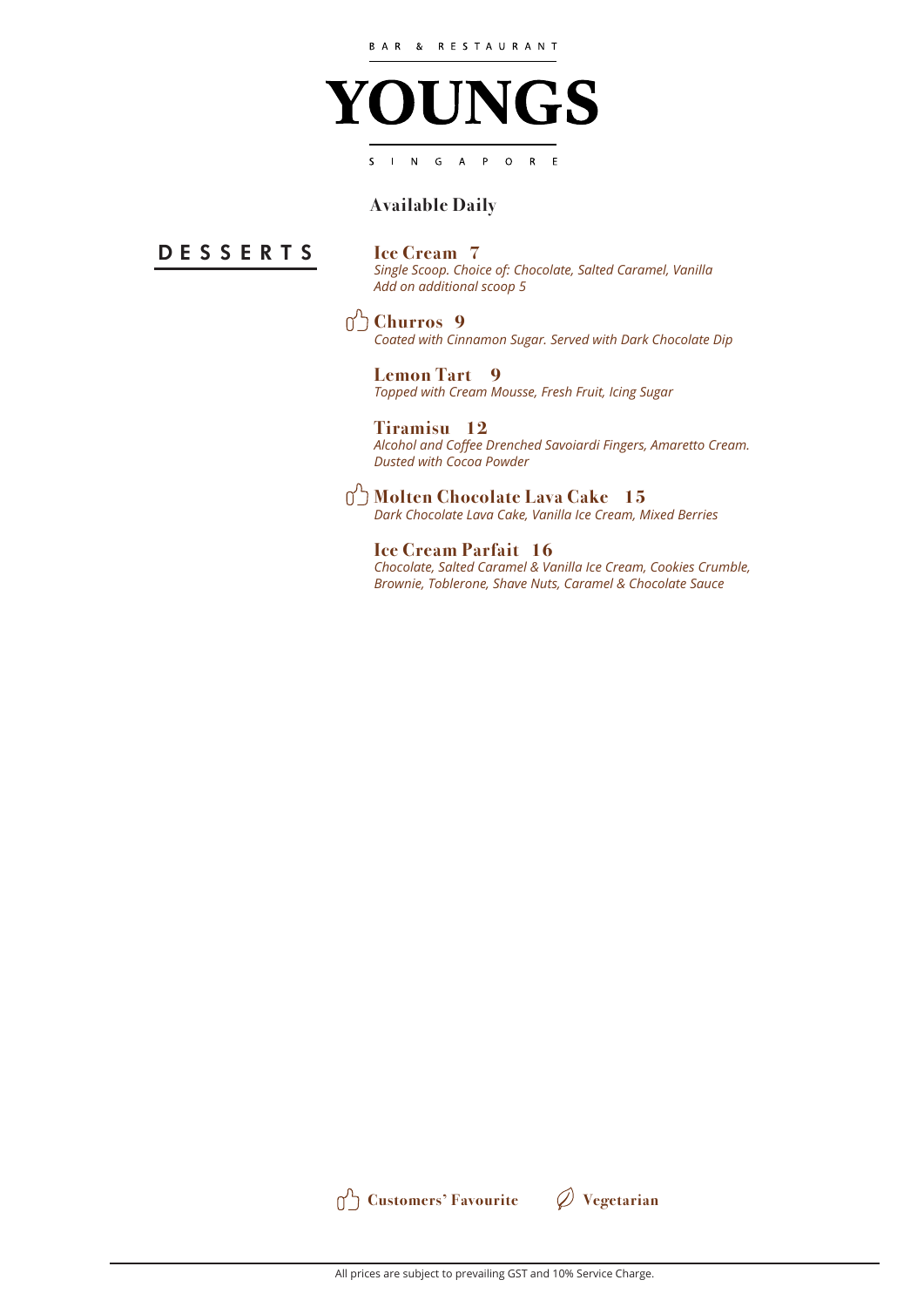BAR & RESTAURANT

# YOUNGS

SINGAPORE

**Available Daily**

## DESSERTS

### Ice Cream 7
*Single Scoop. Choice of: Chocolate, Salted Caramel, Vanilla*
*Add on additional scoop 5*

### 👍 Churros 9
*Coated with Cinnamon Sugar. Served with Dark Chocolate Dip*

### Lemon Tart 9
*Topped with Cream Mousse, Fresh Fruit, Icing Sugar*

### Tiramisu 12
*Alcohol and Coffee Drenched Savoiardi Fingers, Amaretto Cream. Dusted with Cocoa Powder*

### 👍 Molten Chocolate Lava Cake 15
*Dark Chocolate Lava Cake, Vanilla Ice Cream, Mixed Berries*

### Ice Cream Parfait 16
*Chocolate, Salted Caramel & Vanilla Ice Cream, Cookies Crumble, Brownie, Toblerone, Shave Nuts, Caramel & Chocolate Sauce*

👍 **Customers' Favourite** 🍃 **Vegetarian**

All prices are subject to prevailing GST and 10% Service Charge.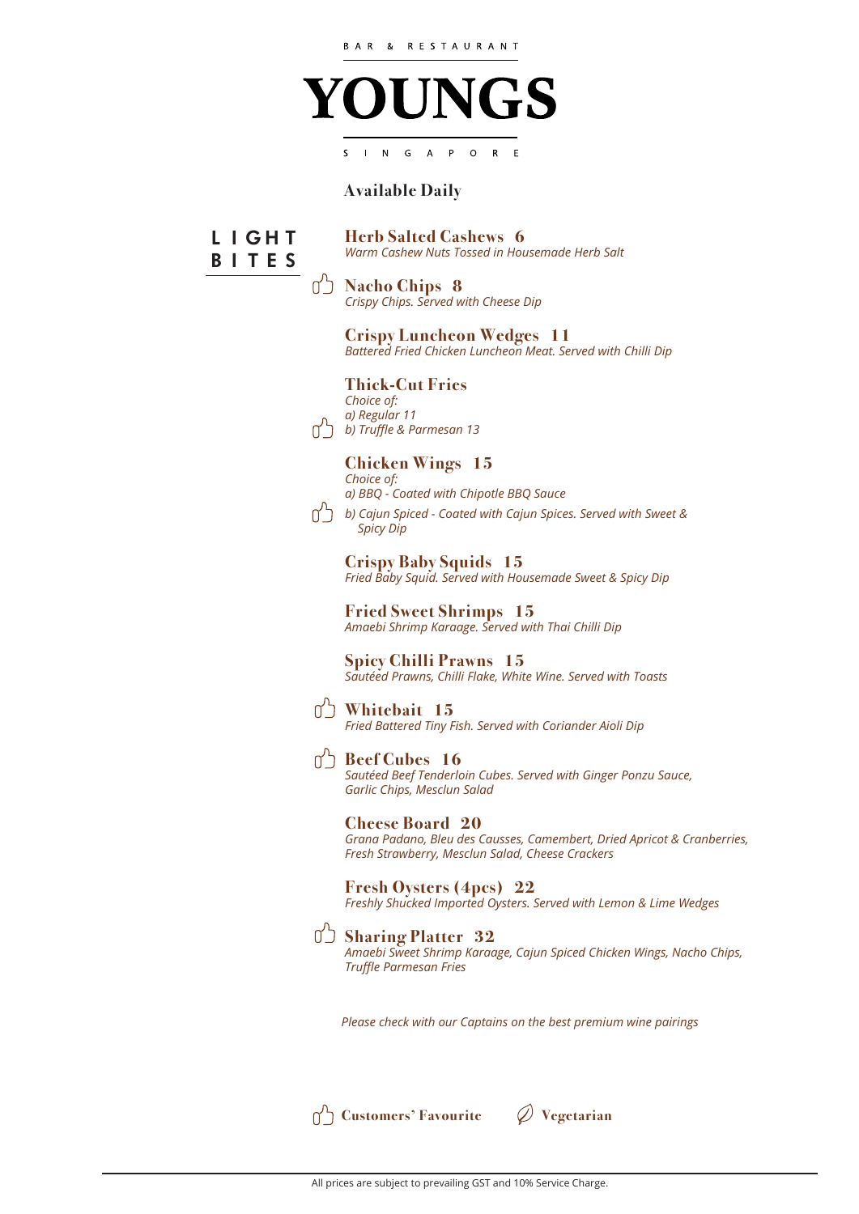BAR & RESTAURANT

# YOUNGS

SINGAPORE

## Available Daily

## LIGHT BITES

**Herb Salted Cashews 6**
*Warm Cashew Nuts Tossed in Housemade Herb Salt*

**Nacho Chips 8**
*Crispy Chips. Served with Cheese Dip*

**Crispy Luncheon Wedges 11**
*Battered Fried Chicken Luncheon Meat. Served with Chilli Dip*

**Thick-Cut Fries**
*Choice of:*
*a) Regular 11*
*b) Truffle & Parmesan 13*

**Chicken Wings 15**
*Choice of:*
*a) BBQ - Coated with Chipotle BBQ Sauce*
*b) Cajun Spiced - Coated with Cajun Spices. Served with Sweet & Spicy Dip*

**Crispy Baby Squids 15**
*Fried Baby Squid. Served with Housemade Sweet & Spicy Dip*

**Fried Sweet Shrimps 15**
*Amaebi Shrimp Karaage. Served with Thai Chilli Dip*

**Spicy Chilli Prawns 15**
*Sautéed Prawns, Chilli Flake, White Wine. Served with Toasts*

**Whitebait 15**
*Fried Battered Tiny Fish. Served with Coriander Aioli Dip*

**Beef Cubes 16**
*Sautéed Beef Tenderloin Cubes. Served with Ginger Ponzu Sauce, Garlic Chips, Mesclun Salad*

**Cheese Board 20**
*Grana Padano, Bleu des Causses, Camembert, Dried Apricot & Cranberries, Fresh Strawberry, Mesclun Salad, Cheese Crackers*

**Fresh Oysters (4pcs) 22**
*Freshly Shucked Imported Oysters. Served with Lemon & Lime Wedges*

**Sharing Platter 32**
*Amaebi Sweet Shrimp Karaage, Cajun Spiced Chicken Wings, Nacho Chips, Truffle Parmesan Fries*

*Please check with our Captains on the best premium wine pairings*

**Customers' Favourite** **Vegetarian**

All prices are subject to prevailing GST and 10% Service Charge.